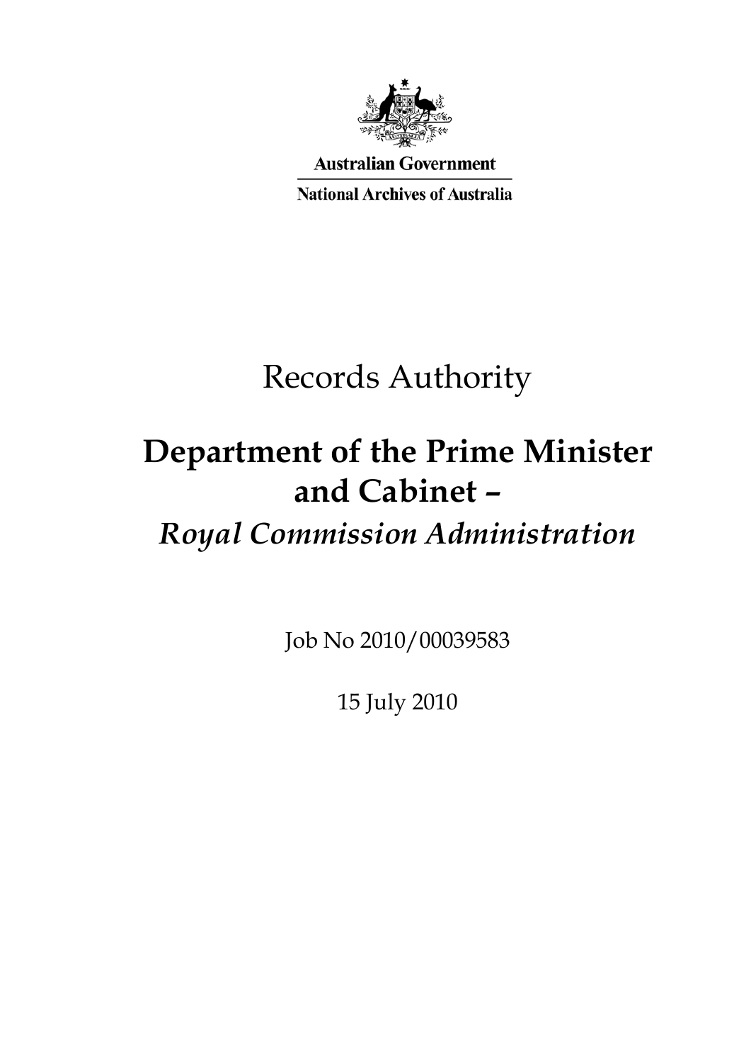Australian Government

National Archives of Australia

# Records Authority

## Department of the Prime Minister and Cabinet –
## *Royal Commission Administration*

Job No 2010/00039583

15 July 2010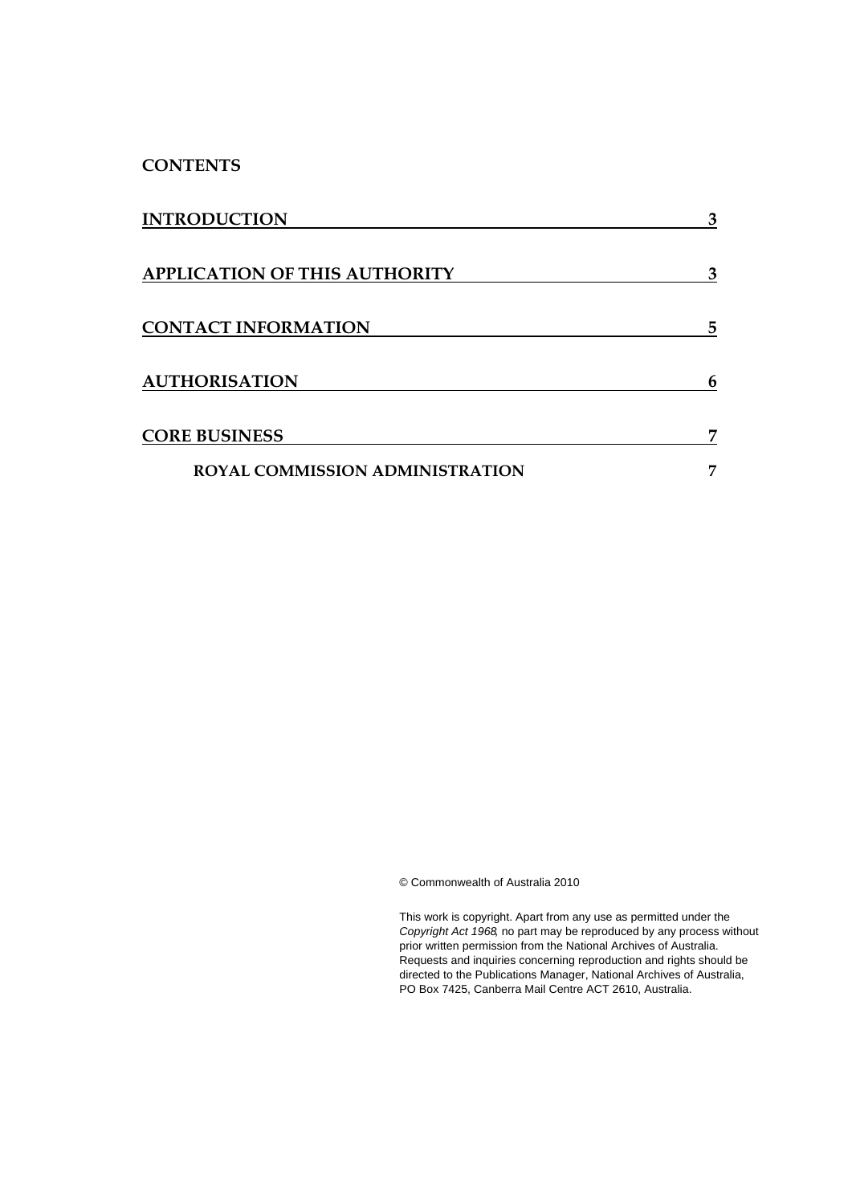**CONTENTS**

| | |
|---|---|
| INTRODUCTION | 3 |
| APPLICATION OF THIS AUTHORITY | 3 |
| CONTACT INFORMATION | 5 |
| AUTHORISATION | 6 |
| CORE BUSINESS | 7 |
| ROYAL COMMISSION ADMINISTRATION | 7 |

© Commonwealth of Australia 2010

This work is copyright. Apart from any use as permitted under the *Copyright Act 1968*, no part may be reproduced by any process without prior written permission from the National Archives of Australia. Requests and inquiries concerning reproduction and rights should be directed to the Publications Manager, National Archives of Australia, PO Box 7425, Canberra Mail Centre ACT 2610, Australia.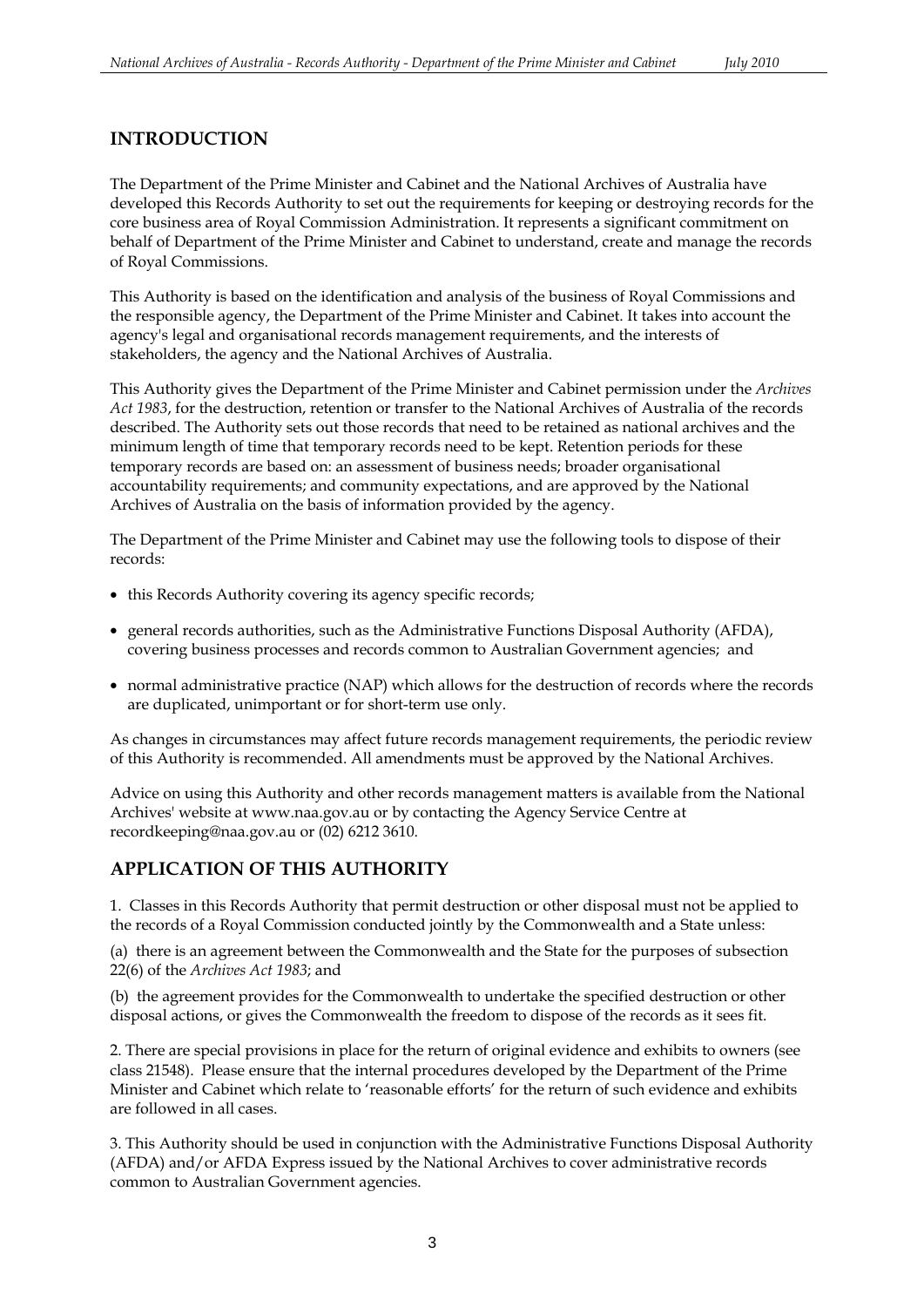## INTRODUCTION

The Department of the Prime Minister and Cabinet and the National Archives of Australia have developed this Records Authority to set out the requirements for keeping or destroying records for the core business area of Royal Commission Administration. It represents a significant commitment on behalf of Department of the Prime Minister and Cabinet to understand, create and manage the records of Royal Commissions.

This Authority is based on the identification and analysis of the business of Royal Commissions and the responsible agency, the Department of the Prime Minister and Cabinet. It takes into account the agency's legal and organisational records management requirements, and the interests of stakeholders, the agency and the National Archives of Australia.

This Authority gives the Department of the Prime Minister and Cabinet permission under the *Archives Act 1983*, for the destruction, retention or transfer to the National Archives of Australia of the records described. The Authority sets out those records that need to be retained as national archives and the minimum length of time that temporary records need to be kept. Retention periods for these temporary records are based on: an assessment of business needs; broader organisational accountability requirements; and community expectations, and are approved by the National Archives of Australia on the basis of information provided by the agency.

The Department of the Prime Minister and Cabinet may use the following tools to dispose of their records:

- this Records Authority covering its agency specific records;
- general records authorities, such as the Administrative Functions Disposal Authority (AFDA), covering business processes and records common to Australian Government agencies; and
- normal administrative practice (NAP) which allows for the destruction of records where the records are duplicated, unimportant or for short-term use only.

As changes in circumstances may affect future records management requirements, the periodic review of this Authority is recommended. All amendments must be approved by the National Archives.

Advice on using this Authority and other records management matters is available from the National Archives' website at www.naa.gov.au or by contacting the Agency Service Centre at recordkeeping@naa.gov.au or (02) 6212 3610.

## APPLICATION OF THIS AUTHORITY

1. Classes in this Records Authority that permit destruction or other disposal must not be applied to the records of a Royal Commission conducted jointly by the Commonwealth and a State unless:

(a) there is an agreement between the Commonwealth and the State for the purposes of subsection 22(6) of the *Archives Act 1983*; and

(b) the agreement provides for the Commonwealth to undertake the specified destruction or other disposal actions, or gives the Commonwealth the freedom to dispose of the records as it sees fit.

2. There are special provisions in place for the return of original evidence and exhibits to owners (see class 21548). Please ensure that the internal procedures developed by the Department of the Prime Minister and Cabinet which relate to 'reasonable efforts' for the return of such evidence and exhibits are followed in all cases.

3. This Authority should be used in conjunction with the Administrative Functions Disposal Authority (AFDA) and/or AFDA Express issued by the National Archives to cover administrative records common to Australian Government agencies.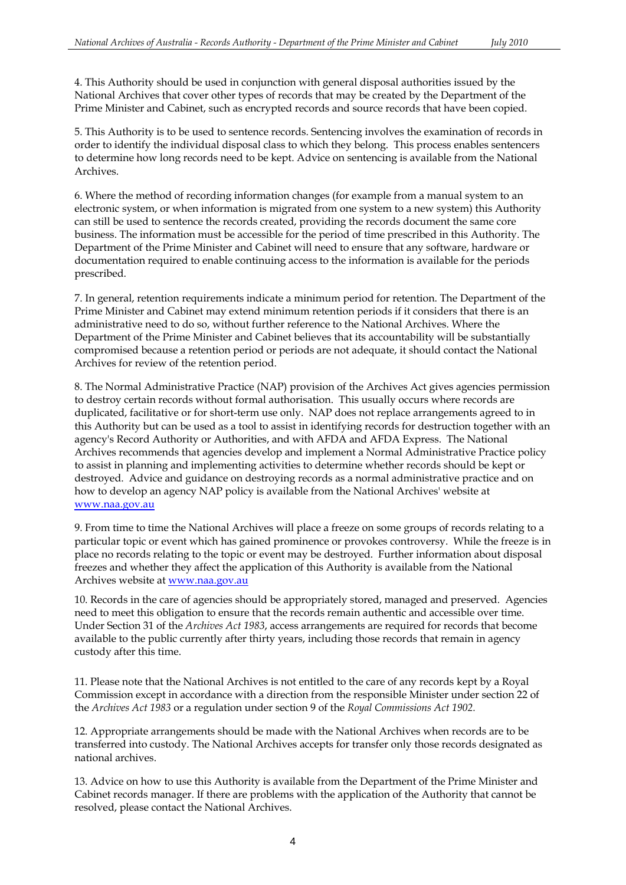4. This Authority should be used in conjunction with general disposal authorities issued by the National Archives that cover other types of records that may be created by the Department of the Prime Minister and Cabinet, such as encrypted records and source records that have been copied.

5. This Authority is to be used to sentence records. Sentencing involves the examination of records in order to identify the individual disposal class to which they belong. This process enables sentencers to determine how long records need to be kept. Advice on sentencing is available from the National Archives.

6. Where the method of recording information changes (for example from a manual system to an electronic system, or when information is migrated from one system to a new system) this Authority can still be used to sentence the records created, providing the records document the same core business. The information must be accessible for the period of time prescribed in this Authority. The Department of the Prime Minister and Cabinet will need to ensure that any software, hardware or documentation required to enable continuing access to the information is available for the periods prescribed.

7. In general, retention requirements indicate a minimum period for retention. The Department of the Prime Minister and Cabinet may extend minimum retention periods if it considers that there is an administrative need to do so, without further reference to the National Archives. Where the Department of the Prime Minister and Cabinet believes that its accountability will be substantially compromised because a retention period or periods are not adequate, it should contact the National Archives for review of the retention period.

8. The Normal Administrative Practice (NAP) provision of the Archives Act gives agencies permission to destroy certain records without formal authorisation. This usually occurs where records are duplicated, facilitative or for short-term use only. NAP does not replace arrangements agreed to in this Authority but can be used as a tool to assist in identifying records for destruction together with an agency's Record Authority or Authorities, and with AFDA and AFDA Express. The National Archives recommends that agencies develop and implement a Normal Administrative Practice policy to assist in planning and implementing activities to determine whether records should be kept or destroyed. Advice and guidance on destroying records as a normal administrative practice and on how to develop an agency NAP policy is available from the National Archives' website at [www.naa.gov.au](http://www.naa.gov.au)

9. From time to time the National Archives will place a freeze on some groups of records relating to a particular topic or event which has gained prominence or provokes controversy. While the freeze is in place no records relating to the topic or event may be destroyed. Further information about disposal freezes and whether they affect the application of this Authority is available from the National Archives website at [www.naa.gov.au](http://www.naa.gov.au)

10. Records in the care of agencies should be appropriately stored, managed and preserved. Agencies need to meet this obligation to ensure that the records remain authentic and accessible over time. Under Section 31 of the *Archives Act 1983*, access arrangements are required for records that become available to the public currently after thirty years, including those records that remain in agency custody after this time.

11. Please note that the National Archives is not entitled to the care of any records kept by a Royal Commission except in accordance with a direction from the responsible Minister under section 22 of the *Archives Act 1983* or a regulation under section 9 of the *Royal Commissions Act 1902*.

12. Appropriate arrangements should be made with the National Archives when records are to be transferred into custody. The National Archives accepts for transfer only those records designated as national archives.

13. Advice on how to use this Authority is available from the Department of the Prime Minister and Cabinet records manager. If there are problems with the application of the Authority that cannot be resolved, please contact the National Archives.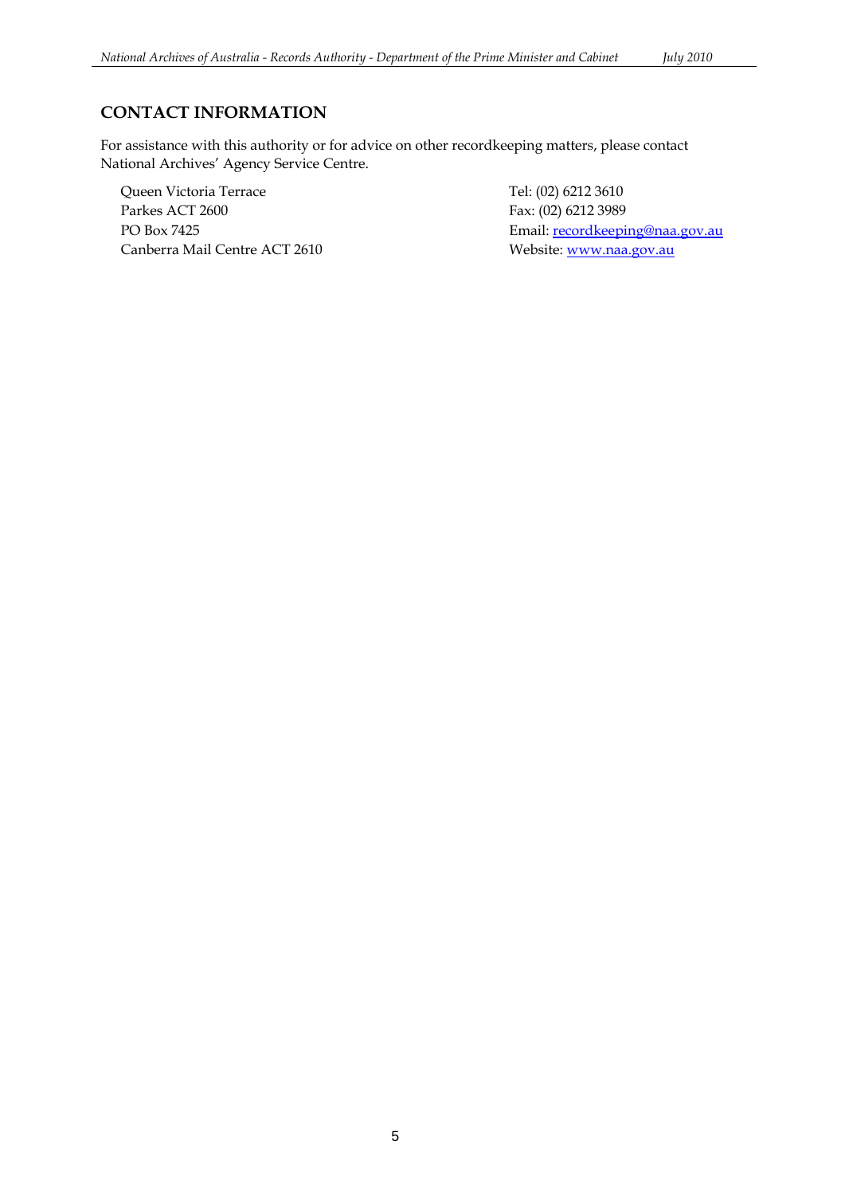## CONTACT INFORMATION

For assistance with this authority or for advice on other recordkeeping matters, please contact National Archives' Agency Service Centre.

Queen Victoria Terrace
Parkes ACT 2600
PO Box 7425
Canberra Mail Centre ACT 2610

Tel: (02) 6212 3610
Fax: (02) 6212 3989
Email: recordkeeping@naa.gov.au
Website: www.naa.gov.au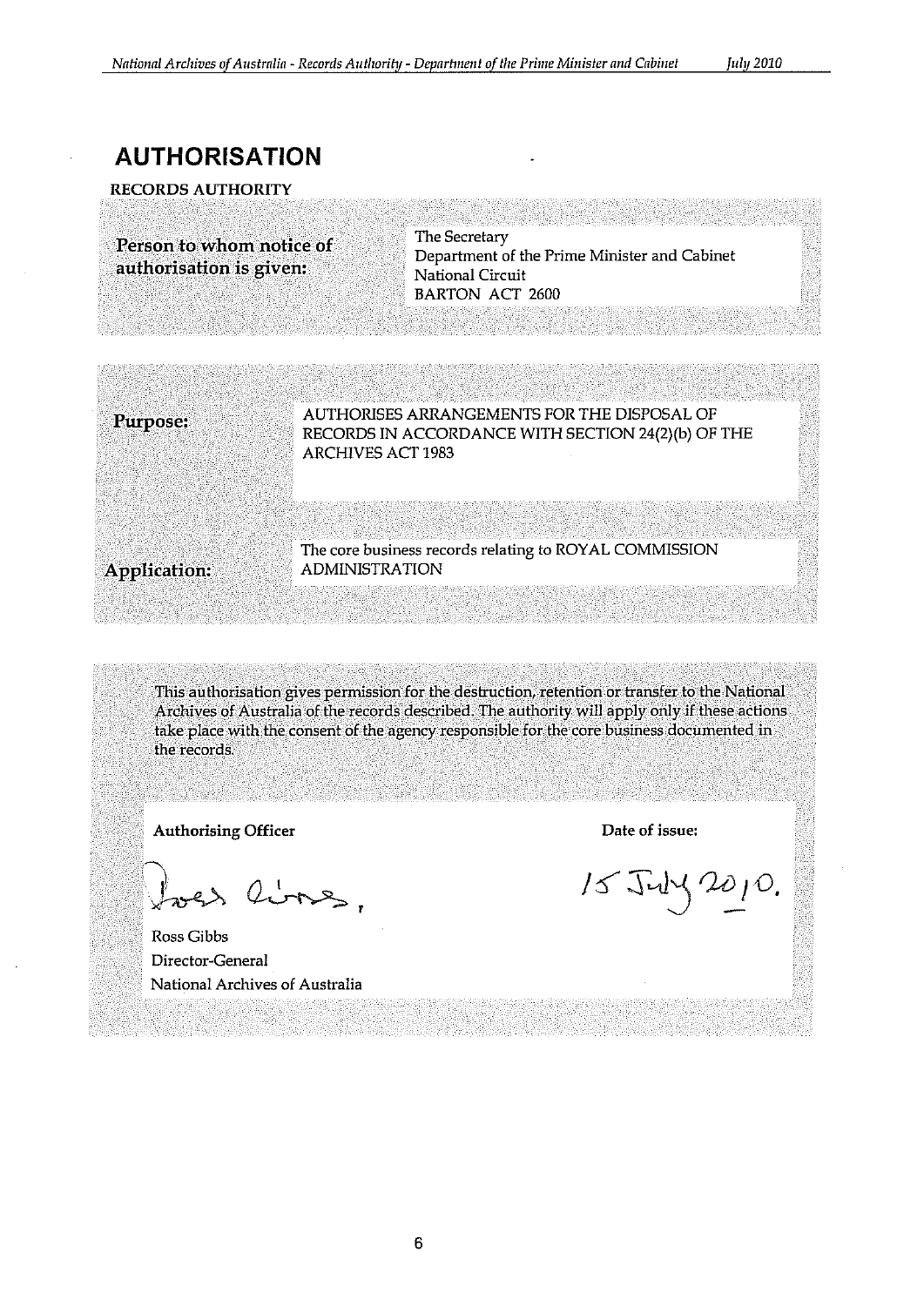# AUTHORISATION

**RECORDS AUTHORITY**

| | |
|---|---|
| **Person to whom notice of authorisation is given:** | The Secretary<br>Department of the Prime Minister and Cabinet<br>National Circuit<br>BARTON ACT 2600 |

| | |
|---|---|
| **Purpose:** | AUTHORISES ARRANGEMENTS FOR THE DISPOSAL OF RECORDS IN ACCORDANCE WITH SECTION 24(2)(b) OF THE ARCHIVES ACT 1983 |
| **Application:** | The core business records relating to ROYAL COMMISSION ADMINISTRATION |

This authorisation gives permission for the destruction, retention or transfer to the National Archives of Australia of the records described. The authority will apply only if these actions take place with the consent of the agency responsible for the core business documented in the records.

| **Authorising Officer** | **Date of issue:** |
|---|---|
| [Signature] | 15 July 2010. |
| Ross Gibbs<br>Director-General<br>National Archives of Australia | |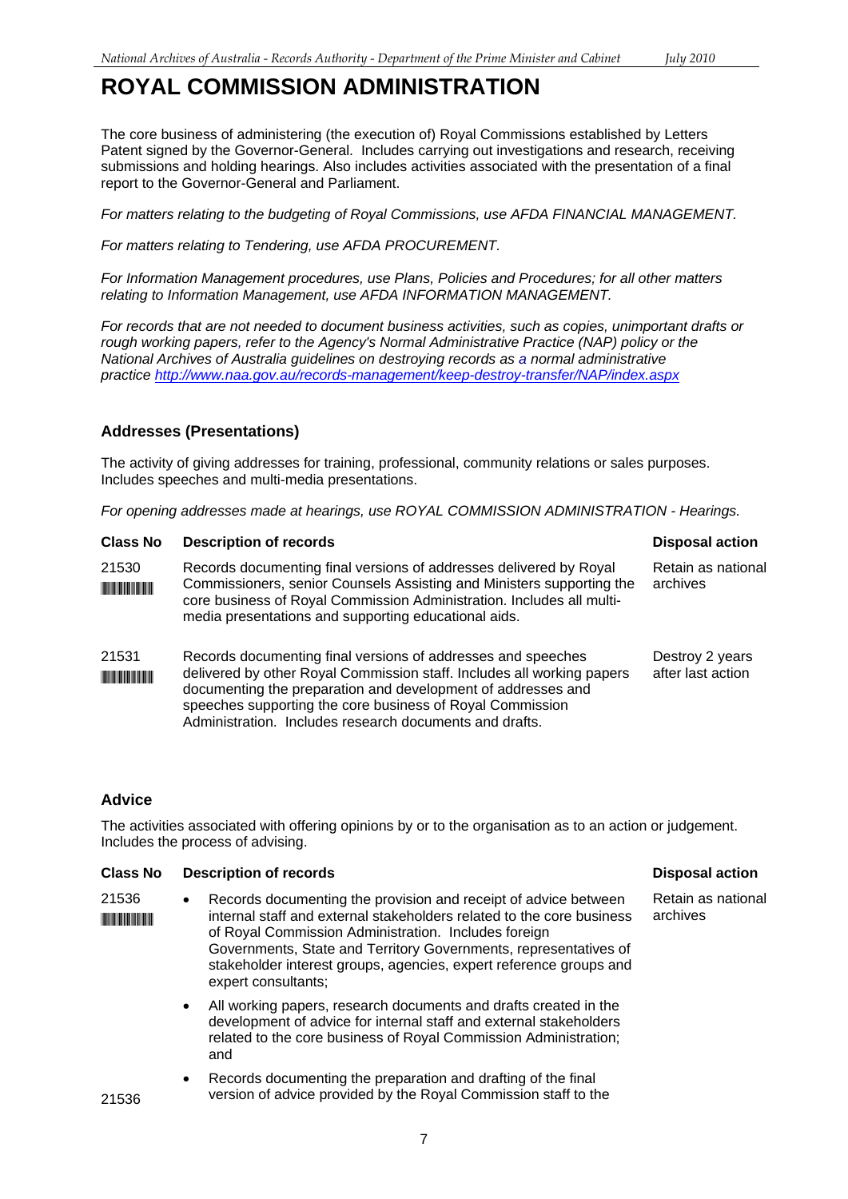# ROYAL COMMISSION ADMINISTRATION

The core business of administering (the execution of) Royal Commissions established by Letters Patent signed by the Governor-General. Includes carrying out investigations and research, receiving submissions and holding hearings. Also includes activities associated with the presentation of a final report to the Governor-General and Parliament.

*For matters relating to the budgeting of Royal Commissions, use AFDA FINANCIAL MANAGEMENT.*

*For matters relating to Tendering, use AFDA PROCUREMENT.*

*For Information Management procedures, use Plans, Policies and Procedures; for all other matters relating to Information Management, use AFDA INFORMATION MANAGEMENT.*

*For records that are not needed to document business activities, such as copies, unimportant drafts or rough working papers, refer to the Agency's Normal Administrative Practice (NAP) policy or the National Archives of Australia guidelines on destroying records as a normal administrative practice http://www.naa.gov.au/records-management/keep-destroy-transfer/NAP/index.aspx*

## Addresses (Presentations)

The activity of giving addresses for training, professional, community relations or sales purposes. Includes speeches and multi-media presentations.

*For opening addresses made at hearings, use ROYAL COMMISSION ADMINISTRATION - Hearings.*

| Class No | Description of records | Disposal action |
|---|---|---|
| 21530 | Records documenting final versions of addresses delivered by Royal Commissioners, senior Counsels Assisting and Ministers supporting the core business of Royal Commission Administration. Includes all multi-media presentations and supporting educational aids. | Retain as national archives |
| 21531 | Records documenting final versions of addresses and speeches delivered by other Royal Commission staff. Includes all working papers documenting the preparation and development of addresses and speeches supporting the core business of Royal Commission Administration. Includes research documents and drafts. | Destroy 2 years after last action |

## Advice

The activities associated with offering opinions by or to the organisation as to an action or judgement. Includes the process of advising.

| Class No | Description of records | Disposal action |
|---|---|---|
| 21536 | • Records documenting the provision and receipt of advice between internal staff and external stakeholders related to the core business of Royal Commission Administration. Includes foreign Governments, State and Territory Governments, representatives of stakeholder interest groups, agencies, expert reference groups and expert consultants;<br>• All working papers, research documents and drafts created in the development of advice for internal staff and external stakeholders related to the core business of Royal Commission Administration; and<br>• Records documenting the preparation and drafting of the final version of advice provided by the Royal Commission staff to the | Retain as national archives |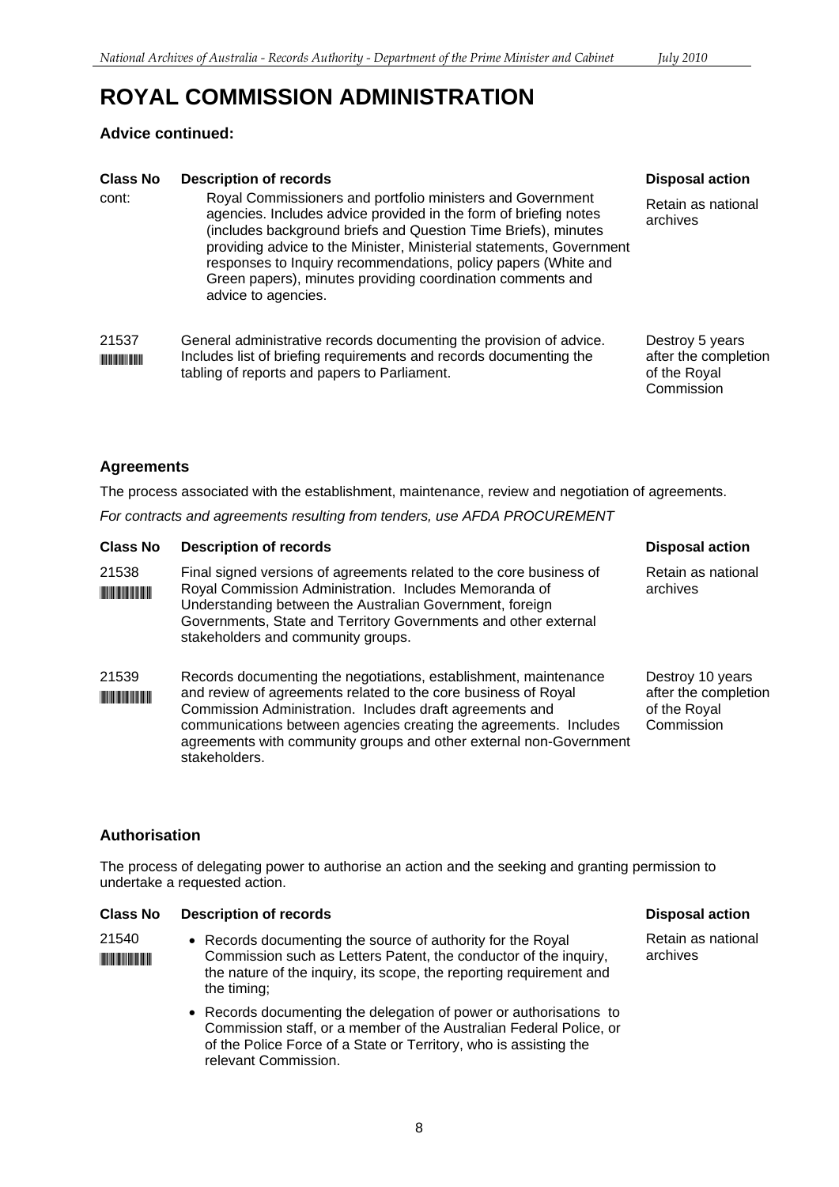# ROYAL COMMISSION ADMINISTRATION

### Advice continued:

| Class No | Description of records | Disposal action |
|---|---|---|
| cont: | Royal Commissioners and portfolio ministers and Government agencies. Includes advice provided in the form of briefing notes (includes background briefs and Question Time Briefs), minutes providing advice to the Minister, Ministerial statements, Government responses to Inquiry recommendations, policy papers (White and Green papers), minutes providing coordination comments and advice to agencies. | Retain as national archives |
| 21537 | General administrative records documenting the provision of advice. Includes list of briefing requirements and records documenting the tabling of reports and papers to Parliament. | Destroy 5 years after the completion of the Royal Commission |

### Agreements

The process associated with the establishment, maintenance, review and negotiation of agreements.

*For contracts and agreements resulting from tenders, use AFDA PROCUREMENT*

| Class No | Description of records | Disposal action |
|---|---|---|
| 21538 | Final signed versions of agreements related to the core business of Royal Commission Administration. Includes Memoranda of Understanding between the Australian Government, foreign Governments, State and Territory Governments and other external stakeholders and community groups. | Retain as national archives |
| 21539 | Records documenting the negotiations, establishment, maintenance and review of agreements related to the core business of Royal Commission Administration. Includes draft agreements and communications between agencies creating the agreements. Includes agreements with community groups and other external non-Government stakeholders. | Destroy 10 years after the completion of the Royal Commission |

### Authorisation

The process of delegating power to authorise an action and the seeking and granting permission to undertake a requested action.

| Class No | Description of records | Disposal action |
|---|---|---|
| 21540 | • Records documenting the source of authority for the Royal Commission such as Letters Patent, the conductor of the inquiry, the nature of the inquiry, its scope, the reporting requirement and the timing;<br>• Records documenting the delegation of power or authorisations to Commission staff, or a member of the Australian Federal Police, or of the Police Force of a State or Territory, who is assisting the relevant Commission. | Retain as national archives |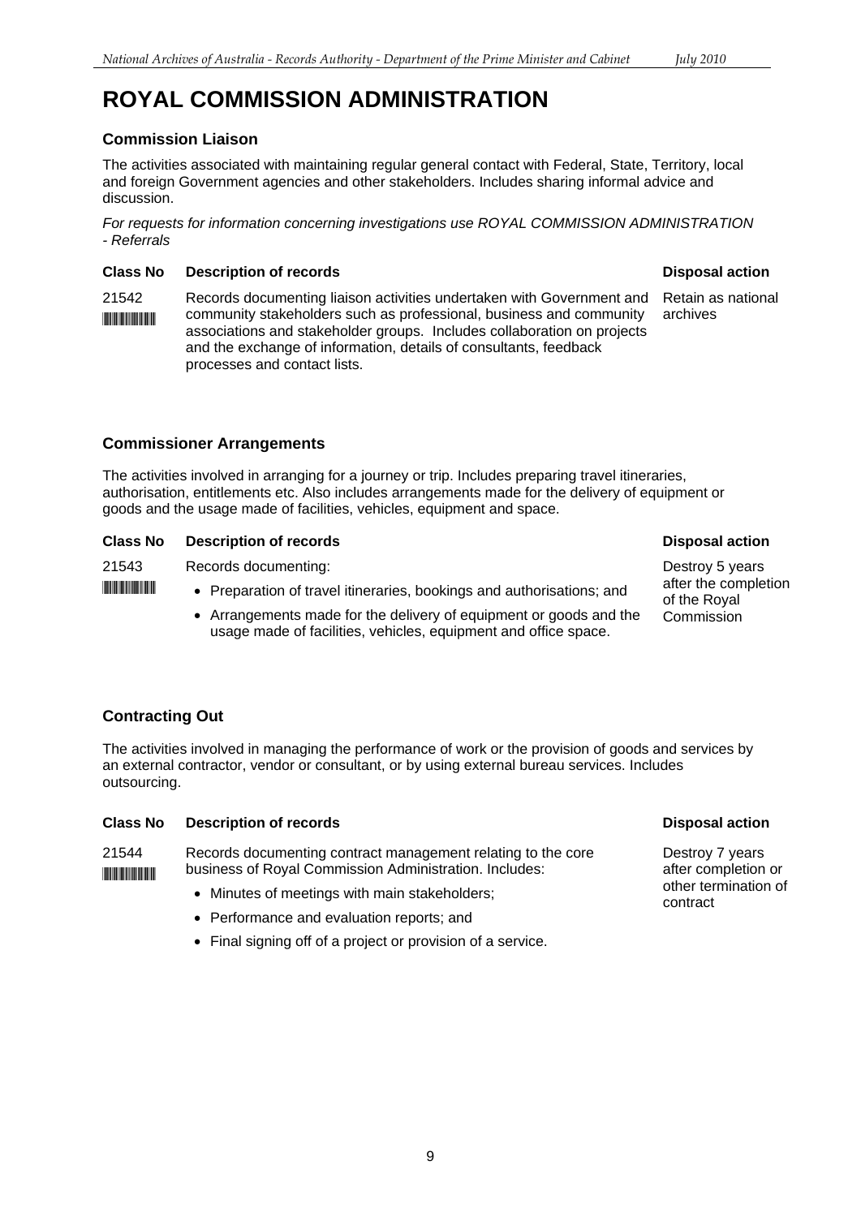# ROYAL COMMISSION ADMINISTRATION

### Commission Liaison

The activities associated with maintaining regular general contact with Federal, State, Territory, local and foreign Government agencies and other stakeholders. Includes sharing informal advice and discussion.

*For requests for information concerning investigations use ROYAL COMMISSION ADMINISTRATION - Referrals*

| Class No | Description of records | Disposal action |
|---|---|---|
| 21542 | Records documenting liaison activities undertaken with Government and community stakeholders such as professional, business and community associations and stakeholder groups. Includes collaboration on projects and the exchange of information, details of consultants, feedback processes and contact lists. | Retain as national archives |

### Commissioner Arrangements

The activities involved in arranging for a journey or trip. Includes preparing travel itineraries, authorisation, entitlements etc. Also includes arrangements made for the delivery of equipment or goods and the usage made of facilities, vehicles, equipment and space.

| Class No | Description of records | Disposal action |
|---|---|---|
| 21543 | Records documenting:<br>• Preparation of travel itineraries, bookings and authorisations; and<br>• Arrangements made for the delivery of equipment or goods and the usage made of facilities, vehicles, equipment and office space. | Destroy 5 years after the completion of the Royal Commission |

### Contracting Out

The activities involved in managing the performance of work or the provision of goods and services by an external contractor, vendor or consultant, or by using external bureau services. Includes outsourcing.

| Class No | Description of records | Disposal action |
|---|---|---|
| 21544 | Records documenting contract management relating to the core business of Royal Commission Administration. Includes:<br>• Minutes of meetings with main stakeholders;<br>• Performance and evaluation reports; and<br>• Final signing off of a project or provision of a service. | Destroy 7 years after completion or other termination of contract |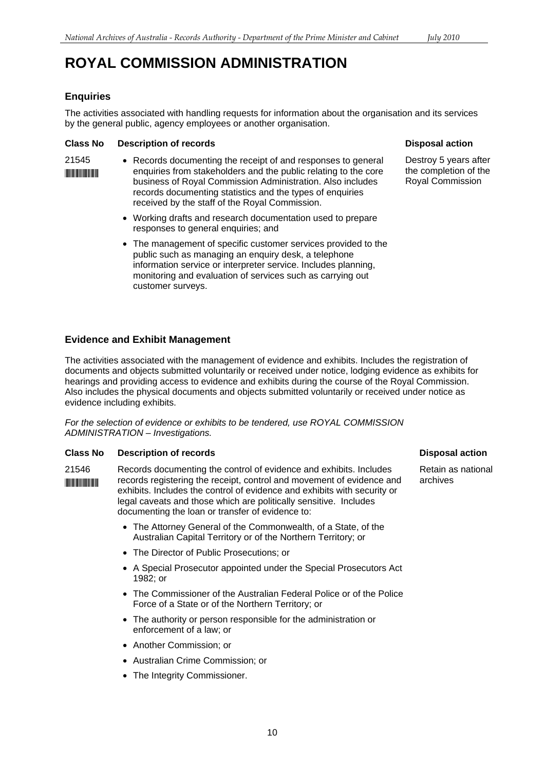# ROYAL COMMISSION ADMINISTRATION

## Enquiries

The activities associated with handling requests for information about the organisation and its services by the general public, agency employees or another organisation.

| Class No | Description of records | Disposal action |
| --- | --- | --- |
| 21545 | • Records documenting the receipt of and responses to general enquiries from stakeholders and the public relating to the core business of Royal Commission Administration. Also includes records documenting statistics and the types of enquiries received by the staff of the Royal Commission.<br>• Working drafts and research documentation used to prepare responses to general enquiries; and<br>• The management of specific customer services provided to the public such as managing an enquiry desk, a telephone information service or interpreter service. Includes planning, monitoring and evaluation of services such as carrying out customer surveys. | Destroy 5 years after the completion of the Royal Commission |

## Evidence and Exhibit Management

The activities associated with the management of evidence and exhibits. Includes the registration of documents and objects submitted voluntarily or received under notice, lodging evidence as exhibits for hearings and providing access to evidence and exhibits during the course of the Royal Commission. Also includes the physical documents and objects submitted voluntarily or received under notice as evidence including exhibits.

*For the selection of evidence or exhibits to be tendered, use ROYAL COMMISSION ADMINISTRATION – Investigations.*

| Class No | Description of records | Disposal action |
| --- | --- | --- |
| 21546 | Records documenting the control of evidence and exhibits. Includes records registering the receipt, control and movement of evidence and exhibits. Includes the control of evidence and exhibits with security or legal caveats and those which are politically sensitive. Includes documenting the loan or transfer of evidence to:<br>• The Attorney General of the Commonwealth, of a State, of the Australian Capital Territory or of the Northern Territory; or<br>• The Director of Public Prosecutions; or<br>• A Special Prosecutor appointed under the Special Prosecutors Act 1982; or<br>• The Commissioner of the Australian Federal Police or of the Police Force of a State or of the Northern Territory; or<br>• The authority or person responsible for the administration or enforcement of a law; or<br>• Another Commission; or<br>• Australian Crime Commission; or<br>• The Integrity Commissioner. | Retain as national archives |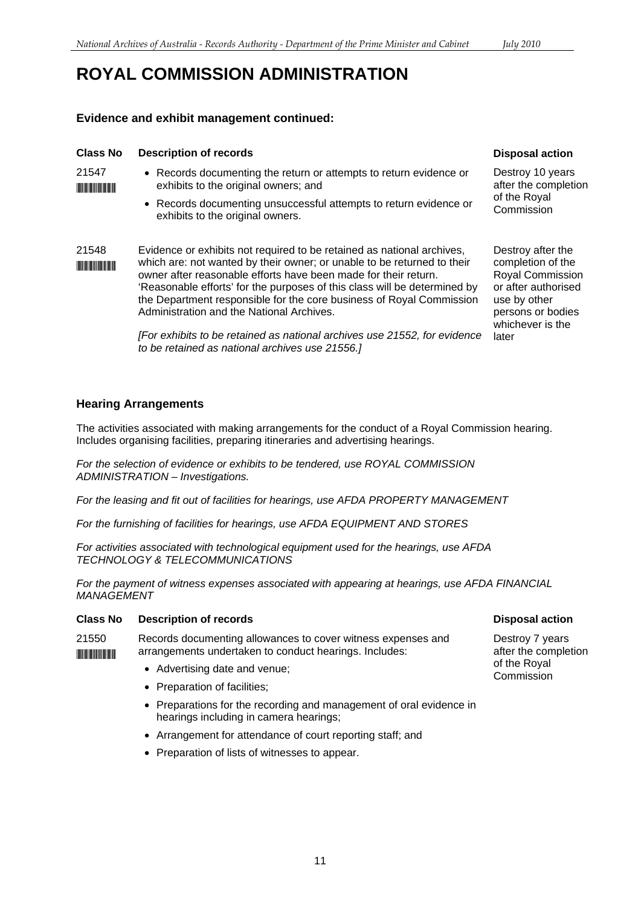# ROYAL COMMISSION ADMINISTRATION

### Evidence and exhibit management continued:

| Class No | Description of records | Disposal action |
|---|---|---|
| 21547 | • Records documenting the return or attempts to return evidence or exhibits to the original owners; and<br>• Records documenting unsuccessful attempts to return evidence or exhibits to the original owners. | Destroy 10 years after the completion of the Royal Commission |
| 21548 | Evidence or exhibits not required to be retained as national archives, which are: not wanted by their owner; or unable to be returned to their owner after reasonable efforts have been made for their return. 'Reasonable efforts' for the purposes of this class will be determined by the Department responsible for the core business of Royal Commission Administration and the National Archives.<br><br>*[For exhibits to be retained as national archives use 21552, for evidence to be retained as national archives use 21556.]* | Destroy after the completion of the Royal Commission or after authorised use by other persons or bodies whichever is the later |

### Hearing Arrangements

The activities associated with making arrangements for the conduct of a Royal Commission hearing. Includes organising facilities, preparing itineraries and advertising hearings.

*For the selection of evidence or exhibits to be tendered, use ROYAL COMMISSION ADMINISTRATION – Investigations.*

*For the leasing and fit out of facilities for hearings, use AFDA PROPERTY MANAGEMENT*

*For the furnishing of facilities for hearings, use AFDA EQUIPMENT AND STORES*

*For activities associated with technological equipment used for the hearings, use AFDA TECHNOLOGY & TELECOMMUNICATIONS*

*For the payment of witness expenses associated with appearing at hearings, use AFDA FINANCIAL MANAGEMENT*

| Class No | Description of records | Disposal action |
|---|---|---|
| 21550 | Records documenting allowances to cover witness expenses and arrangements undertaken to conduct hearings. Includes:<br>• Advertising date and venue;<br>• Preparation of facilities;<br>• Preparations for the recording and management of oral evidence in hearings including in camera hearings;<br>• Arrangement for attendance of court reporting staff; and<br>• Preparation of lists of witnesses to appear. | Destroy 7 years after the completion of the Royal Commission |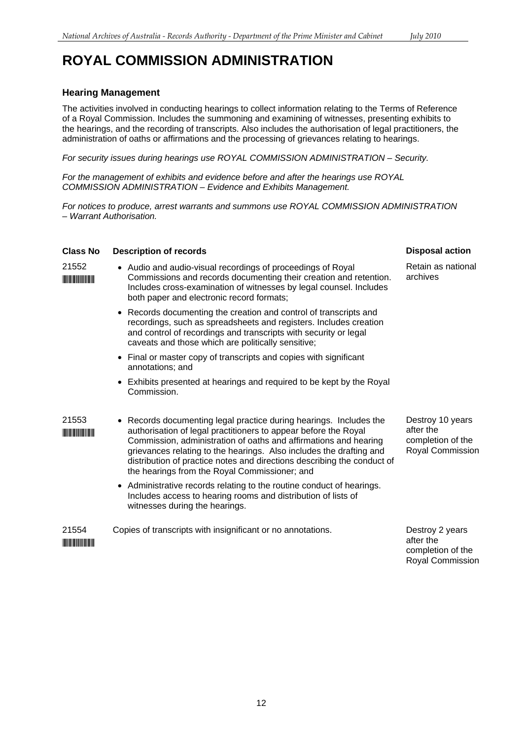# ROYAL COMMISSION ADMINISTRATION

### Hearing Management

The activities involved in conducting hearings to collect information relating to the Terms of Reference of a Royal Commission. Includes the summoning and examining of witnesses, presenting exhibits to the hearings, and the recording of transcripts. Also includes the authorisation of legal practitioners, the administration of oaths or affirmations and the processing of grievances relating to hearings.

*For security issues during hearings use ROYAL COMMISSION ADMINISTRATION – Security.*

*For the management of exhibits and evidence before and after the hearings use ROYAL COMMISSION ADMINISTRATION – Evidence and Exhibits Management.*

*For notices to produce, arrest warrants and summons use ROYAL COMMISSION ADMINISTRATION – Warrant Authorisation.*

| Class No | Description of records | Disposal action |
|---|---|---|
| 21552 | • Audio and audio-visual recordings of proceedings of Royal Commissions and records documenting their creation and retention. Includes cross-examination of witnesses by legal counsel. Includes both paper and electronic record formats;<br>• Records documenting the creation and control of transcripts and recordings, such as spreadsheets and registers. Includes creation and control of recordings and transcripts with security or legal caveats and those which are politically sensitive;<br>• Final or master copy of transcripts and copies with significant annotations; and<br>• Exhibits presented at hearings and required to be kept by the Royal Commission. | Retain as national archives |
| 21553 | • Records documenting legal practice during hearings. Includes the authorisation of legal practitioners to appear before the Royal Commission, administration of oaths and affirmations and hearing grievances relating to the hearings. Also includes the drafting and distribution of practice notes and directions describing the conduct of the hearings from the Royal Commissioner; and<br>• Administrative records relating to the routine conduct of hearings. Includes access to hearing rooms and distribution of lists of witnesses during the hearings. | Destroy 10 years after the completion of the Royal Commission |
| 21554 | Copies of transcripts with insignificant or no annotations. | Destroy 2 years after the completion of the Royal Commission |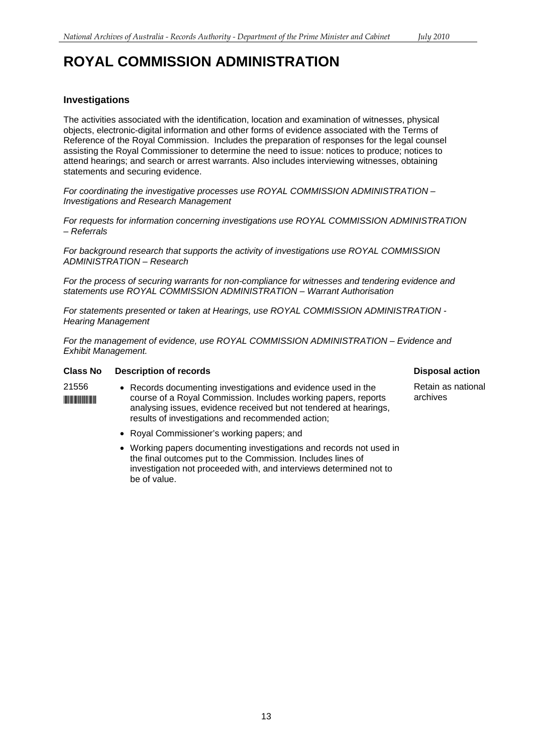# ROYAL COMMISSION ADMINISTRATION

### Investigations

The activities associated with the identification, location and examination of witnesses, physical objects, electronic-digital information and other forms of evidence associated with the Terms of Reference of the Royal Commission. Includes the preparation of responses for the legal counsel assisting the Royal Commissioner to determine the need to issue: notices to produce; notices to attend hearings; and search or arrest warrants. Also includes interviewing witnesses, obtaining statements and securing evidence.

*For coordinating the investigative processes use ROYAL COMMISSION ADMINISTRATION – Investigations and Research Management*

*For requests for information concerning investigations use ROYAL COMMISSION ADMINISTRATION – Referrals*

*For background research that supports the activity of investigations use ROYAL COMMISSION ADMINISTRATION – Research*

*For the process of securing warrants for non-compliance for witnesses and tendering evidence and statements use ROYAL COMMISSION ADMINISTRATION – Warrant Authorisation*

*For statements presented or taken at Hearings, use ROYAL COMMISSION ADMINISTRATION - Hearing Management*

*For the management of evidence, use ROYAL COMMISSION ADMINISTRATION – Evidence and Exhibit Management.*

| Class No | Description of records | Disposal action |
|---|---|---|
| 21556 | • Records documenting investigations and evidence used in the course of a Royal Commission. Includes working papers, reports analysing issues, evidence received but not tendered at hearings, results of investigations and recommended action;<br>• Royal Commissioner's working papers; and<br>• Working papers documenting investigations and records not used in the final outcomes put to the Commission. Includes lines of investigation not proceeded with, and interviews determined not to be of value. | Retain as national archives |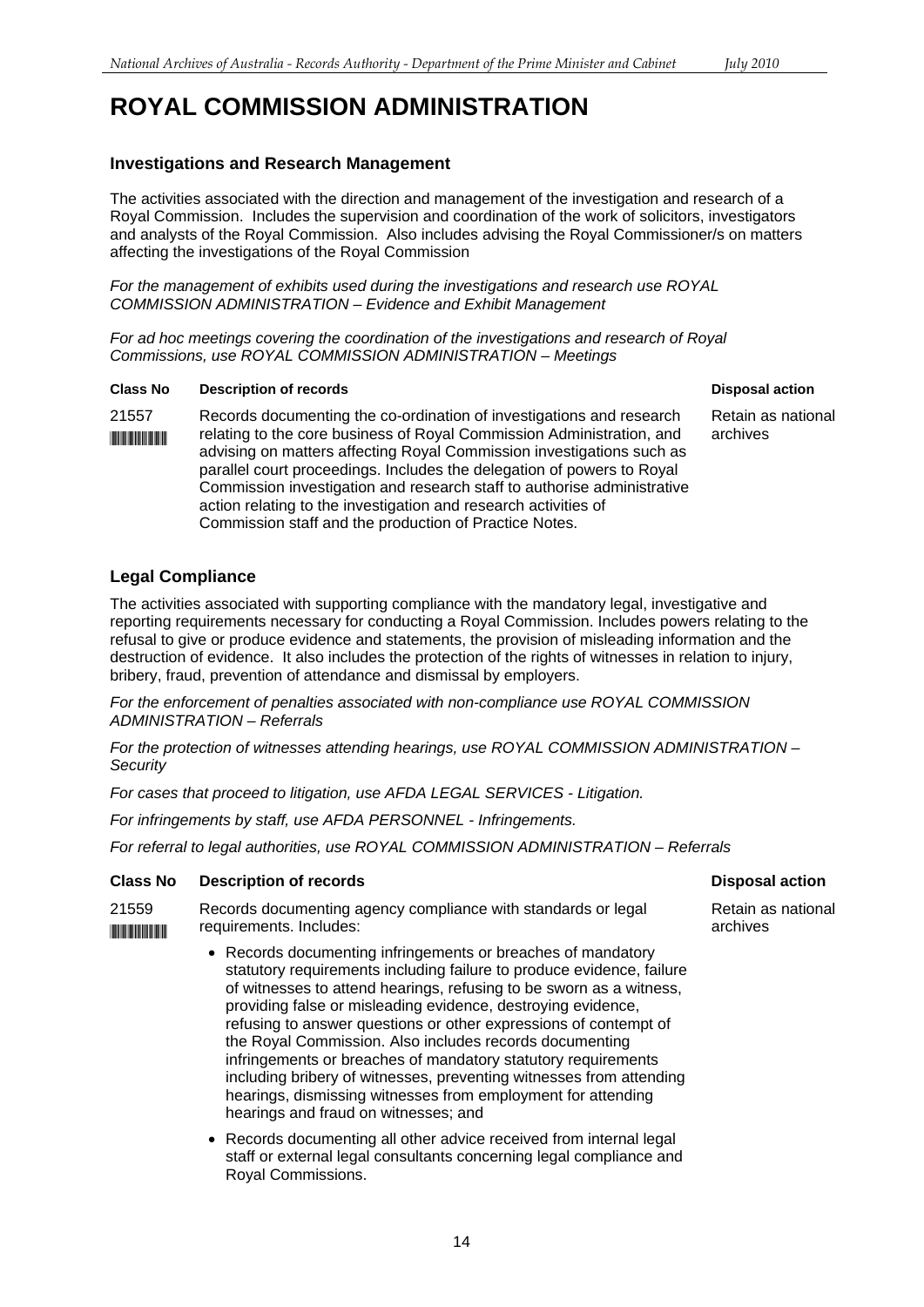# ROYAL COMMISSION ADMINISTRATION

### Investigations and Research Management

The activities associated with the direction and management of the investigation and research of a Royal Commission. Includes the supervision and coordination of the work of solicitors, investigators and analysts of the Royal Commission. Also includes advising the Royal Commissioner/s on matters affecting the investigations of the Royal Commission

*For the management of exhibits used during the investigations and research use ROYAL COMMISSION ADMINISTRATION – Evidence and Exhibit Management*

*For ad hoc meetings covering the coordination of the investigations and research of Royal Commissions, use ROYAL COMMISSION ADMINISTRATION – Meetings*

| Class No | Description of records | Disposal action |
|---|---|---|
| 21557 | Records documenting the co-ordination of investigations and research relating to the core business of Royal Commission Administration, and advising on matters affecting Royal Commission investigations such as parallel court proceedings. Includes the delegation of powers to Royal Commission investigation and research staff to authorise administrative action relating to the investigation and research activities of Commission staff and the production of Practice Notes. | Retain as national archives |

### Legal Compliance

The activities associated with supporting compliance with the mandatory legal, investigative and reporting requirements necessary for conducting a Royal Commission. Includes powers relating to the refusal to give or produce evidence and statements, the provision of misleading information and the destruction of evidence. It also includes the protection of the rights of witnesses in relation to injury, bribery, fraud, prevention of attendance and dismissal by employers.

*For the enforcement of penalties associated with non-compliance use ROYAL COMMISSION ADMINISTRATION – Referrals*

*For the protection of witnesses attending hearings, use ROYAL COMMISSION ADMINISTRATION – Security*

*For cases that proceed to litigation, use AFDA LEGAL SERVICES - Litigation.*

*For infringements by staff, use AFDA PERSONNEL - Infringements.*

*For referral to legal authorities, use ROYAL COMMISSION ADMINISTRATION – Referrals*

| Class No | Description of records | Disposal action |
|---|---|---|
| 21559 | Records documenting agency compliance with standards or legal requirements. Includes:<br>• Records documenting infringements or breaches of mandatory statutory requirements including failure to produce evidence, failure of witnesses to attend hearings, refusing to be sworn as a witness, providing false or misleading evidence, destroying evidence, refusing to answer questions or other expressions of contempt of the Royal Commission. Also includes records documenting infringements or breaches of mandatory statutory requirements including bribery of witnesses, preventing witnesses from attending hearings, dismissing witnesses from employment for attending hearings and fraud on witnesses; and<br>• Records documenting all other advice received from internal legal staff or external legal consultants concerning legal compliance and Royal Commissions. | Retain as national archives |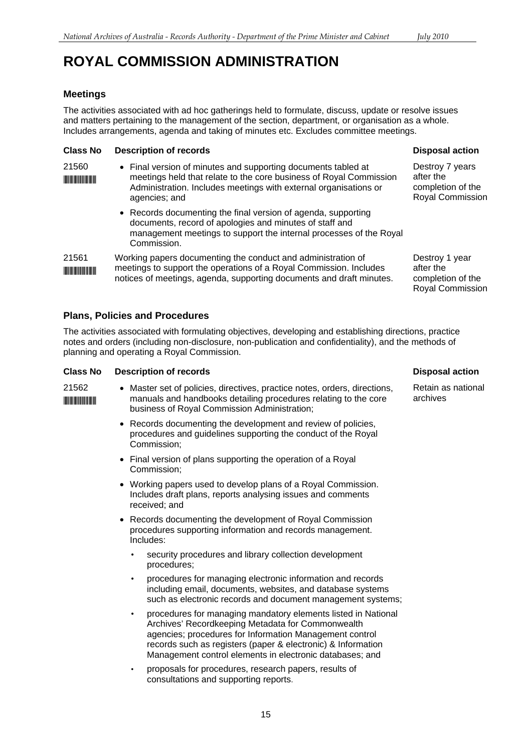# ROYAL COMMISSION ADMINISTRATION

## Meetings

The activities associated with ad hoc gatherings held to formulate, discuss, update or resolve issues and matters pertaining to the management of the section, department, or organisation as a whole. Includes arrangements, agenda and taking of minutes etc. Excludes committee meetings.

| Class No | Description of records | Disposal action |
|---|---|---|
| 21560 | • Final version of minutes and supporting documents tabled at meetings held that relate to the core business of Royal Commission Administration. Includes meetings with external organisations or agencies; and<br>• Records documenting the final version of agenda, supporting documents, record of apologies and minutes of staff and management meetings to support the internal processes of the Royal Commission. | Destroy 7 years after the completion of the Royal Commission |
| 21561 | Working papers documenting the conduct and administration of meetings to support the operations of a Royal Commission. Includes notices of meetings, agenda, supporting documents and draft minutes. | Destroy 1 year after the completion of the Royal Commission |

## Plans, Policies and Procedures

The activities associated with formulating objectives, developing and establishing directions, practice notes and orders (including non-disclosure, non-publication and confidentiality), and the methods of planning and operating a Royal Commission.

| Class No | Description of records | Disposal action |
|---|---|---|
| 21562 | • Master set of policies, directives, practice notes, orders, directions, manuals and handbooks detailing procedures relating to the core business of Royal Commission Administration;<br>• Records documenting the development and review of policies, procedures and guidelines supporting the conduct of the Royal Commission;<br>• Final version of plans supporting the operation of a Royal Commission;<br>• Working papers used to develop plans of a Royal Commission. Includes draft plans, reports analysing issues and comments received; and<br>• Records documenting the development of Royal Commission procedures supporting information and records management. Includes:<br>&nbsp;&nbsp;◦ security procedures and library collection development procedures;<br>&nbsp;&nbsp;◦ procedures for managing electronic information and records including email, documents, websites, and database systems such as electronic records and document management systems;<br>&nbsp;&nbsp;◦ procedures for managing mandatory elements listed in National Archives' Recordkeeping Metadata for Commonwealth agencies; procedures for Information Management control records such as registers (paper & electronic) & Information Management control elements in electronic databases; and<br>&nbsp;&nbsp;◦ proposals for procedures, research papers, results of consultations and supporting reports. | Retain as national archives |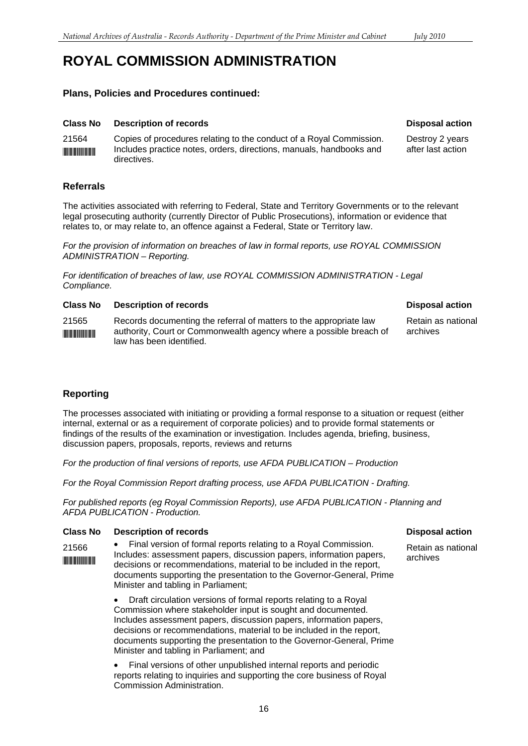# ROYAL COMMISSION ADMINISTRATION

### Plans, Policies and Procedures continued:

| Class No | Description of records | Disposal action |
|---|---|---|
| 21564 | Copies of procedures relating to the conduct of a Royal Commission. Includes practice notes, orders, directions, manuals, handbooks and directives. | Destroy 2 years after last action |

## Referrals

The activities associated with referring to Federal, State and Territory Governments or to the relevant legal prosecuting authority (currently Director of Public Prosecutions), information or evidence that relates to, or may relate to, an offence against a Federal, State or Territory law.

*For the provision of information on breaches of law in formal reports, use ROYAL COMMISSION ADMINISTRATION – Reporting.*

*For identification of breaches of law, use ROYAL COMMISSION ADMINISTRATION - Legal Compliance.*

| Class No | Description of records | Disposal action |
|---|---|---|
| 21565 | Records documenting the referral of matters to the appropriate law authority, Court or Commonwealth agency where a possible breach of law has been identified. | Retain as national archives |

## Reporting

The processes associated with initiating or providing a formal response to a situation or request (either internal, external or as a requirement of corporate policies) and to provide formal statements or findings of the results of the examination or investigation. Includes agenda, briefing, business, discussion papers, proposals, reports, reviews and returns

*For the production of final versions of reports, use AFDA PUBLICATION – Production*

*For the Royal Commission Report drafting process, use AFDA PUBLICATION - Drafting.*

*For published reports (eg Royal Commission Reports), use AFDA PUBLICATION - Planning and AFDA PUBLICATION - Production.*

| Class No | Description of records | Disposal action |
|---|---|---|
| 21566 | • Final version of formal reports relating to a Royal Commission. Includes: assessment papers, discussion papers, information papers, decisions or recommendations, material to be included in the report, documents supporting the presentation to the Governor-General, Prime Minister and tabling in Parliament;<br><br>• Draft circulation versions of formal reports relating to a Royal Commission where stakeholder input is sought and documented. Includes assessment papers, discussion papers, information papers, decisions or recommendations, material to be included in the report, documents supporting the presentation to the Governor-General, Prime Minister and tabling in Parliament; and<br><br>• Final versions of other unpublished internal reports and periodic reports relating to inquiries and supporting the core business of Royal Commission Administration. | Retain as national archives |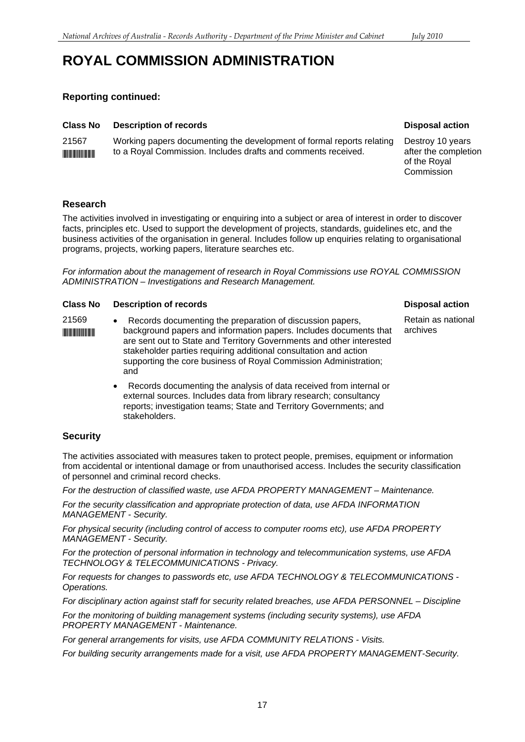# ROYAL COMMISSION ADMINISTRATION

### Reporting continued:

| Class No | Description of records | Disposal action |
|---|---|---|
| 21567 | Working papers documenting the development of formal reports relating to a Royal Commission. Includes drafts and comments received. | Destroy 10 years after the completion of the Royal Commission |

## Research

The activities involved in investigating or enquiring into a subject or area of interest in order to discover facts, principles etc. Used to support the development of projects, standards, guidelines etc, and the business activities of the organisation in general. Includes follow up enquiries relating to organisational programs, projects, working papers, literature searches etc.

*For information about the management of research in Royal Commissions use ROYAL COMMISSION ADMINISTRATION – Investigations and Research Management.*

| Class No | Description of records | Disposal action |
|---|---|---|
| 21569 | • Records documenting the preparation of discussion papers, background papers and information papers. Includes documents that are sent out to State and Territory Governments and other interested stakeholder parties requiring additional consultation and action supporting the core business of Royal Commission Administration; and<br>• Records documenting the analysis of data received from internal or external sources. Includes data from library research; consultancy reports; investigation teams; State and Territory Governments; and stakeholders. | Retain as national archives |

## Security

The activities associated with measures taken to protect people, premises, equipment or information from accidental or intentional damage or from unauthorised access. Includes the security classification of personnel and criminal record checks.

*For the destruction of classified waste, use AFDA PROPERTY MANAGEMENT – Maintenance.*

*For the security classification and appropriate protection of data, use AFDA INFORMATION MANAGEMENT - Security.*

*For physical security (including control of access to computer rooms etc), use AFDA PROPERTY MANAGEMENT - Security.*

*For the protection of personal information in technology and telecommunication systems, use AFDA TECHNOLOGY & TELECOMMUNICATIONS - Privacy.*

*For requests for changes to passwords etc, use AFDA TECHNOLOGY & TELECOMMUNICATIONS - Operations.*

*For disciplinary action against staff for security related breaches, use AFDA PERSONNEL – Discipline*

*For the monitoring of building management systems (including security systems), use AFDA PROPERTY MANAGEMENT - Maintenance.*

*For general arrangements for visits, use AFDA COMMUNITY RELATIONS - Visits.*

*For building security arrangements made for a visit, use AFDA PROPERTY MANAGEMENT-Security.*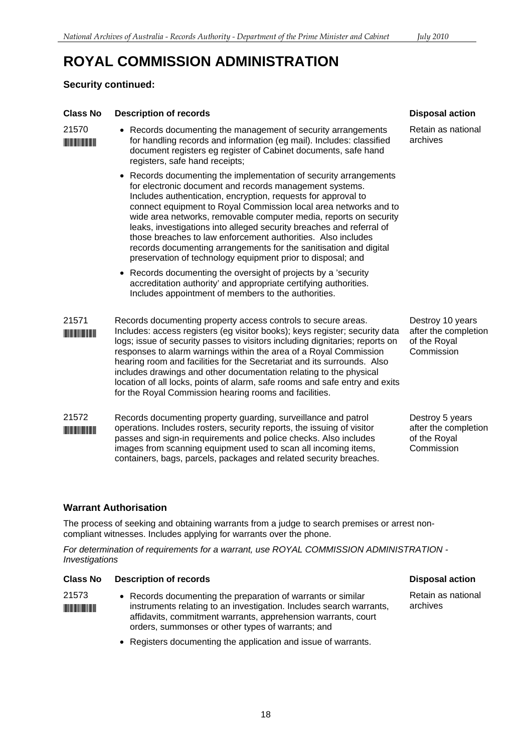# ROYAL COMMISSION ADMINISTRATION

### Security continued:

| Class No | Description of records | Disposal action |
|---|---|---|
| 21570 | • Records documenting the management of security arrangements for handling records and information (eg mail). Includes: classified document registers eg register of Cabinet documents, safe hand registers, safe hand receipts;<br>• Records documenting the implementation of security arrangements for electronic document and records management systems. Includes authentication, encryption, requests for approval to connect equipment to Royal Commission local area networks and to wide area networks, removable computer media, reports on security leaks, investigations into alleged security breaches and referral of those breaches to law enforcement authorities. Also includes records documenting arrangements for the sanitisation and digital preservation of technology equipment prior to disposal; and<br>• Records documenting the oversight of projects by a 'security accreditation authority' and appropriate certifying authorities. Includes appointment of members to the authorities. | Retain as national archives |
| 21571 | Records documenting property access controls to secure areas. Includes: access registers (eg visitor books); keys register; security data logs; issue of security passes to visitors including dignitaries; reports on responses to alarm warnings within the area of a Royal Commission hearing room and facilities for the Secretariat and its surrounds. Also includes drawings and other documentation relating to the physical location of all locks, points of alarm, safe rooms and safe entry and exits for the Royal Commission hearing rooms and facilities. | Destroy 10 years after the completion of the Royal Commission |
| 21572 | Records documenting property guarding, surveillance and patrol operations. Includes rosters, security reports, the issuing of visitor passes and sign-in requirements and police checks. Also includes images from scanning equipment used to scan all incoming items, containers, bags, parcels, packages and related security breaches. | Destroy 5 years after the completion of the Royal Commission |

### Warrant Authorisation

The process of seeking and obtaining warrants from a judge to search premises or arrest non-compliant witnesses. Includes applying for warrants over the phone.

*For determination of requirements for a warrant, use ROYAL COMMISSION ADMINISTRATION - Investigations*

| Class No | Description of records | Disposal action |
|---|---|---|
| 21573 | • Records documenting the preparation of warrants or similar instruments relating to an investigation. Includes search warrants, affidavits, commitment warrants, apprehension warrants, court orders, summonses or other types of warrants; and<br>• Registers documenting the application and issue of warrants. | Retain as national archives |